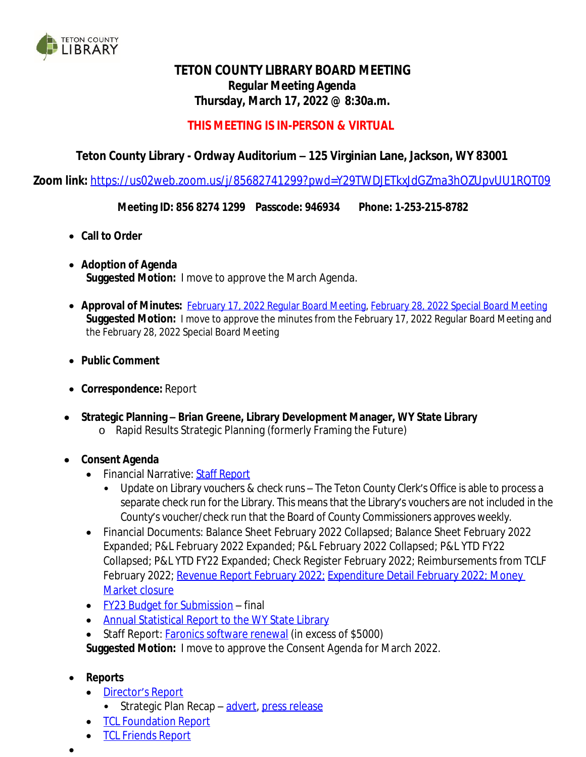TETON COUNTY LIBRARY

# TETON COUNTY LIBRARY BOARD MEETING

**Regular Meeting Agenda**

**Thursday, March 17, 2022 @ 8:30a.m.**

**THIS MEETING IS IN-PERSON & VIRTUAL**

**Teton County Library - Ordway Auditorium – 125 Virginian Lane, Jackson, WY 83001**

**Zoom link:** https://us02web.zoom.us/j/85682741299?pwd=Y29TWDJETkxJdGZma3hOZUpvUU1RQT09

**Meeting ID: 856 8274 1299 Passcode: 946934 Phone: 1-253-215-8782**

- **Call to Order**
- **Adoption of Agenda**
  **Suggested Motion:** I move to approve the March Agenda.
- **Approval of Minutes:** February 17, 2022 Regular Board Meeting, February 28, 2022 Special Board Meeting
  **Suggested Motion:** I move to approve the minutes from the February 17, 2022 Regular Board Meeting and the February 28, 2022 Special Board Meeting
- **Public Comment**
- **Correspondence:** Report
- **Strategic Planning – Brian Greene, Library Development Manager, WY State Library**
  - o Rapid Results Strategic Planning (formerly Framing the Future)
- **Consent Agenda**
  - Financial Narrative: Staff Report
    - Update on Library vouchers & check runs – The Teton County Clerk's Office is able to process a separate check run for the Library. This means that the Library's vouchers are not included in the County's voucher/check run that the Board of County Commissioners approves weekly.
  - Financial Documents: Balance Sheet February 2022 Collapsed; Balance Sheet February 2022 Expanded; P&L February 2022 Expanded; P&L February 2022 Collapsed; P&L YTD FY22 Collapsed; P&L YTD FY22 Expanded; Check Register February 2022; Reimbursements from TCLF February 2022; Revenue Report February 2022; Expenditure Detail February 2022; Money Market closure
  - FY23 Budget for Submission – final
  - Annual Statistical Report to the WY State Library
  - Staff Report: Faronics software renewal (in excess of $5000)

  **Suggested Motion:** I move to approve the Consent Agenda for March 2022.
- **Reports**
  - Director's Report
    - Strategic Plan Recap – advert, press release
  - TCL Foundation Report
  - TCL Friends Report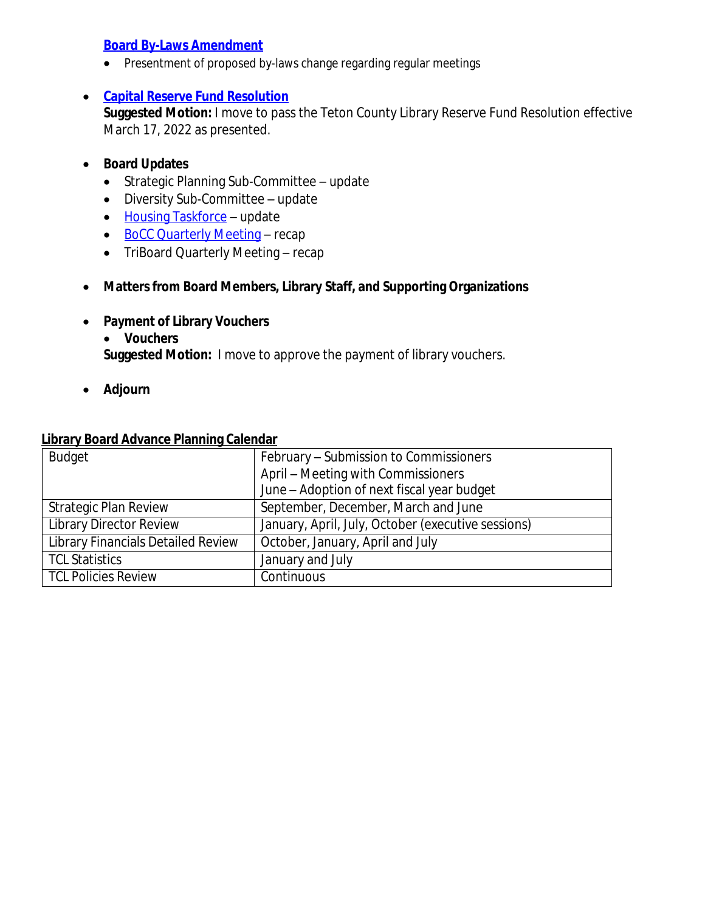**Board By-Laws Amendment**

- Presentment of proposed by-laws change regarding regular meetings

- **Capital Reserve Fund Resolution**

  **Suggested Motion:** I move to pass the Teton County Library Reserve Fund Resolution effective March 17, 2022 as presented.

- **Board Updates**
  - Strategic Planning Sub-Committee – update
  - Diversity Sub-Committee – update
  - Housing Taskforce – update
  - BoCC Quarterly Meeting – recap
  - TriBoard Quarterly Meeting – recap

- **Matters from Board Members, Library Staff, and Supporting Organizations**

- **Payment of Library Vouchers**
  - **Vouchers**

  **Suggested Motion:** I move to approve the payment of library vouchers.

- **Adjourn**

**Library Board Advance Planning Calendar**

| | |
|---|---|
| Budget | February – Submission to Commissioners<br>April – Meeting with Commissioners<br>June – Adoption of next fiscal year budget |
| Strategic Plan Review | September, December, March and June |
| Library Director Review | January, April, July, October (executive sessions) |
| Library Financials Detailed Review | October, January, April and July |
| TCL Statistics | January and July |
| TCL Policies Review | Continuous |